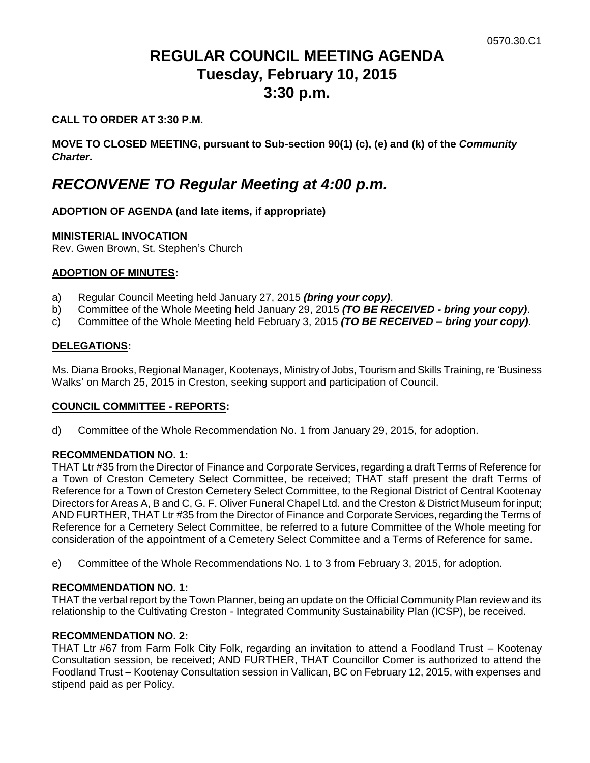0570.30.C1

# REGULAR COUNCIL MEETING AGENDA
# Tuesday, February 10, 2015
# 3:30 p.m.

**CALL TO ORDER AT 3:30 P.M.**

**MOVE TO CLOSED MEETING, pursuant to Sub-section 90(1) (c), (e) and (k) of the *Community Charter*.**

## *RECONVENE TO Regular Meeting at 4:00 p.m.*

**ADOPTION OF AGENDA (and late items, if appropriate)**

**MINISTERIAL INVOCATION**
Rev. Gwen Brown, St. Stephen's Church

**ADOPTION OF MINUTES:**

a) Regular Council Meeting held January 27, 2015 ***(bring your copy)***.
b) Committee of the Whole Meeting held January 29, 2015 ***(TO BE RECEIVED - bring your copy)***.
c) Committee of the Whole Meeting held February 3, 2015 ***(TO BE RECEIVED – bring your copy)***.

**DELEGATIONS:**

Ms. Diana Brooks, Regional Manager, Kootenays, Ministry of Jobs, Tourism and Skills Training, re 'Business Walks' on March 25, 2015 in Creston, seeking support and participation of Council.

**COUNCIL COMMITTEE - REPORTS:**

d) Committee of the Whole Recommendation No. 1 from January 29, 2015, for adoption.

**RECOMMENDATION NO. 1:**
THAT Ltr #35 from the Director of Finance and Corporate Services, regarding a draft Terms of Reference for a Town of Creston Cemetery Select Committee, be received; THAT staff present the draft Terms of Reference for a Town of Creston Cemetery Select Committee, to the Regional District of Central Kootenay Directors for Areas A, B and C, G. F. Oliver Funeral Chapel Ltd. and the Creston & District Museum for input; AND FURTHER, THAT Ltr #35 from the Director of Finance and Corporate Services, regarding the Terms of Reference for a Cemetery Select Committee, be referred to a future Committee of the Whole meeting for consideration of the appointment of a Cemetery Select Committee and a Terms of Reference for same.

e) Committee of the Whole Recommendations No. 1 to 3 from February 3, 2015, for adoption.

**RECOMMENDATION NO. 1:**
THAT the verbal report by the Town Planner, being an update on the Official Community Plan review and its relationship to the Cultivating Creston - Integrated Community Sustainability Plan (ICSP), be received.

**RECOMMENDATION NO. 2:**
THAT Ltr #67 from Farm Folk City Folk, regarding an invitation to attend a Foodland Trust – Kootenay Consultation session, be received; AND FURTHER, THAT Councillor Comer is authorized to attend the Foodland Trust – Kootenay Consultation session in Vallican, BC on February 12, 2015, with expenses and stipend paid as per Policy.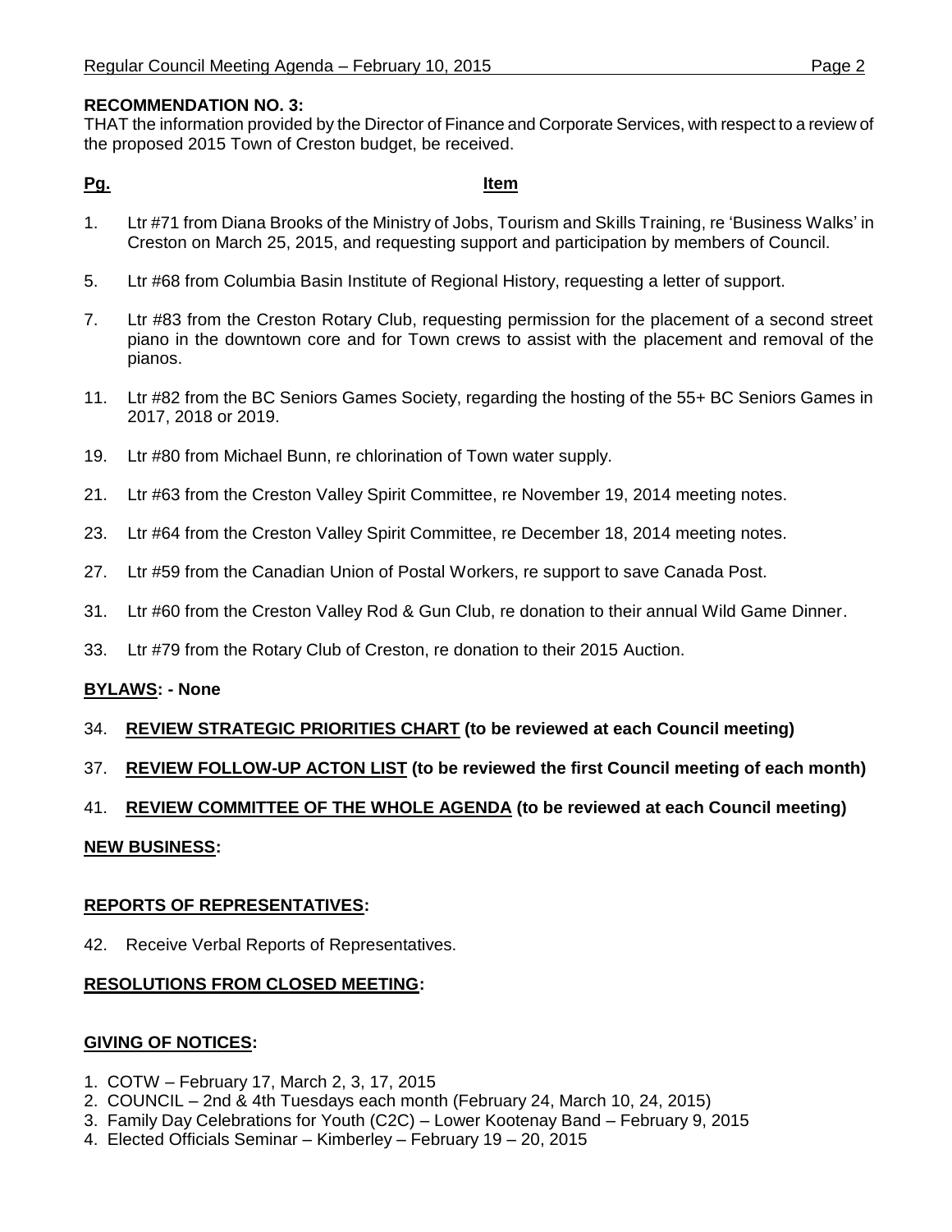**RECOMMENDATION NO. 3:**
THAT the information provided by the Director of Finance and Corporate Services, with respect to a review of the proposed 2015 Town of Creston budget, be received.

**Pg.** **Item**

1. Ltr #71 from Diana Brooks of the Ministry of Jobs, Tourism and Skills Training, re 'Business Walks' in Creston on March 25, 2015, and requesting support and participation by members of Council.

5. Ltr #68 from Columbia Basin Institute of Regional History, requesting a letter of support.

7. Ltr #83 from the Creston Rotary Club, requesting permission for the placement of a second street piano in the downtown core and for Town crews to assist with the placement and removal of the pianos.

11. Ltr #82 from the BC Seniors Games Society, regarding the hosting of the 55+ BC Seniors Games in 2017, 2018 or 2019.

19. Ltr #80 from Michael Bunn, re chlorination of Town water supply.

21. Ltr #63 from the Creston Valley Spirit Committee, re November 19, 2014 meeting notes.

23. Ltr #64 from the Creston Valley Spirit Committee, re December 18, 2014 meeting notes.

27. Ltr #59 from the Canadian Union of Postal Workers, re support to save Canada Post.

31. Ltr #60 from the Creston Valley Rod & Gun Club, re donation to their annual Wild Game Dinner.

33. Ltr #79 from the Rotary Club of Creston, re donation to their 2015 Auction.

**BYLAWS: - None**

34. **REVIEW STRATEGIC PRIORITIES CHART (to be reviewed at each Council meeting)**

37. **REVIEW FOLLOW-UP ACTON LIST (to be reviewed the first Council meeting of each month)**

41. **REVIEW COMMITTEE OF THE WHOLE AGENDA (to be reviewed at each Council meeting)**

**NEW BUSINESS:**

**REPORTS OF REPRESENTATIVES:**

42. Receive Verbal Reports of Representatives.

**RESOLUTIONS FROM CLOSED MEETING:**

**GIVING OF NOTICES:**

1. COTW – February 17, March 2, 3, 17, 2015
2. COUNCIL – 2nd & 4th Tuesdays each month (February 24, March 10, 24, 2015)
3. Family Day Celebrations for Youth (C2C) – Lower Kootenay Band – February 9, 2015
4. Elected Officials Seminar – Kimberley – February 19 – 20, 2015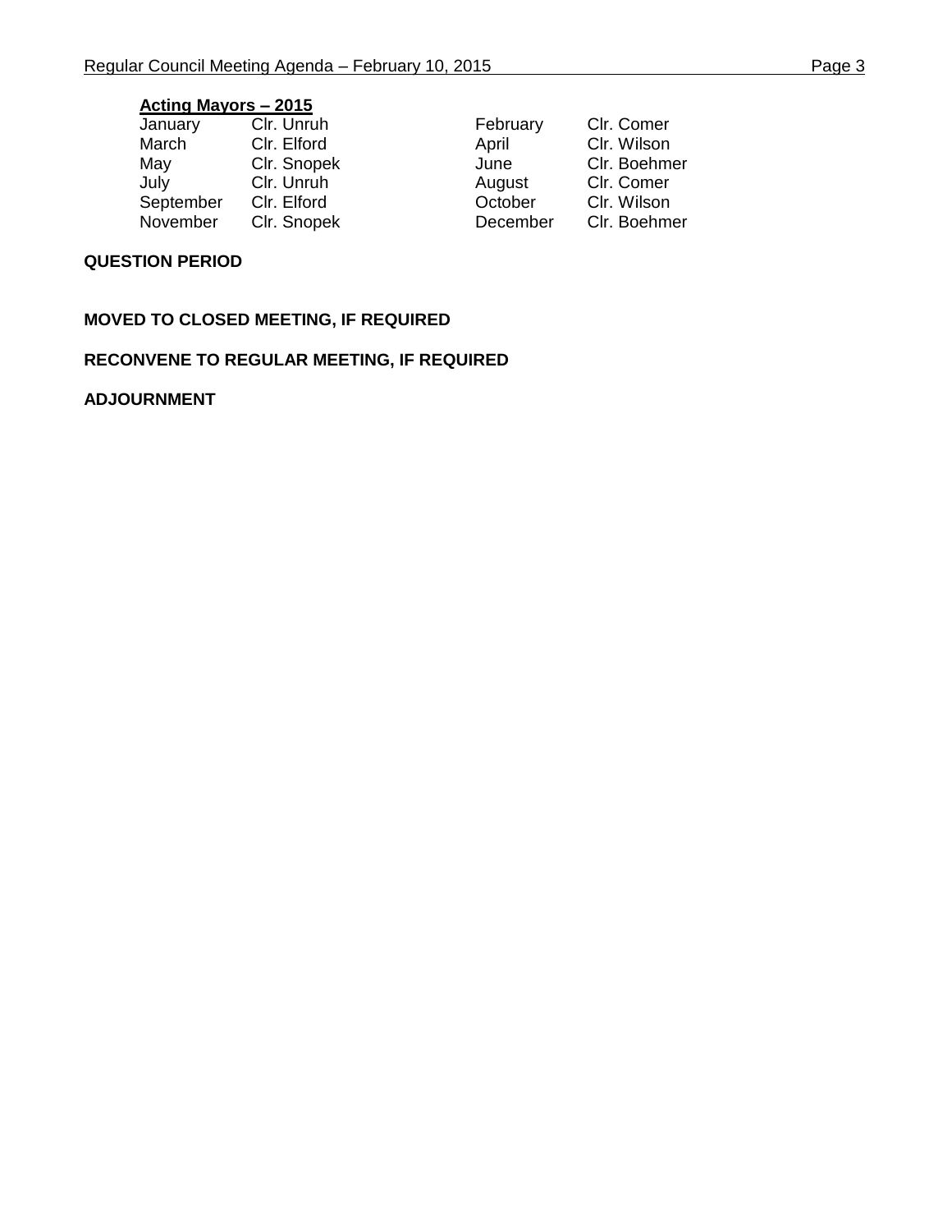**Acting Mayors – 2015**

| | | | |
|---|---|---|---|
| January | Clr. Unruh | February | Clr. Comer |
| March | Clr. Elford | April | Clr. Wilson |
| May | Clr. Snopek | June | Clr. Boehmer |
| July | Clr. Unruh | August | Clr. Comer |
| September | Clr. Elford | October | Clr. Wilson |
| November | Clr. Snopek | December | Clr. Boehmer |

**QUESTION PERIOD**

**MOVED TO CLOSED MEETING, IF REQUIRED**

**RECONVENE TO REGULAR MEETING, IF REQUIRED**

**ADJOURNMENT**